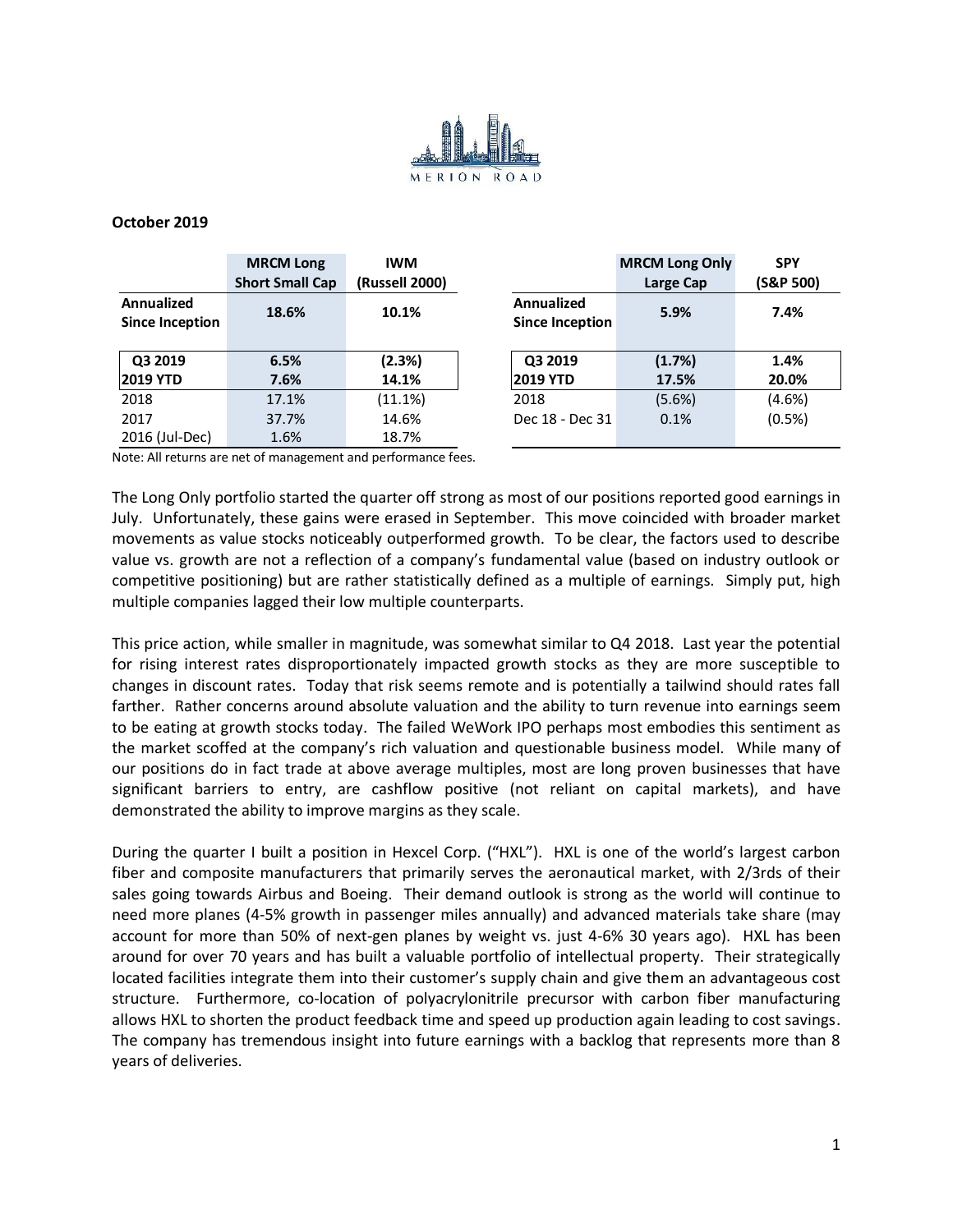MERION ROAD

**October 2019**

| | MRCM Long Short Small Cap | IWM (Russell 2000) |
|---|---|---|
| **Annualized Since Inception** | **18.6%** | **10.1%** |
| **Q3 2019** | **6.5%** | **(2.3%)** |
| **2019 YTD** | **7.6%** | **14.1%** |
| 2018 | 17.1% | (11.1%) |
| 2017 | 37.7% | 14.6% |
| 2016 (Jul-Dec) | 1.6% | 18.7% |

| | MRCM Long Only Large Cap | SPY (S&P 500) |
|---|---|---|
| **Annualized Since Inception** | **5.9%** | **7.4%** |
| **Q3 2019** | **(1.7%)** | **1.4%** |
| **2019 YTD** | **17.5%** | **20.0%** |
| 2018 | (5.6%) | (4.6%) |
| Dec 18 - Dec 31 | 0.1% | (0.5%) |

Note: All returns are net of management and performance fees.

The Long Only portfolio started the quarter off strong as most of our positions reported good earnings in July. Unfortunately, these gains were erased in September. This move coincided with broader market movements as value stocks noticeably outperformed growth. To be clear, the factors used to describe value vs. growth are not a reflection of a company's fundamental value (based on industry outlook or competitive positioning) but are rather statistically defined as a multiple of earnings. Simply put, high multiple companies lagged their low multiple counterparts.

This price action, while smaller in magnitude, was somewhat similar to Q4 2018. Last year the potential for rising interest rates disproportionately impacted growth stocks as they are more susceptible to changes in discount rates. Today that risk seems remote and is potentially a tailwind should rates fall farther. Rather concerns around absolute valuation and the ability to turn revenue into earnings seem to be eating at growth stocks today. The failed WeWork IPO perhaps most embodies this sentiment as the market scoffed at the company's rich valuation and questionable business model. While many of our positions do in fact trade at above average multiples, most are long proven businesses that have significant barriers to entry, are cashflow positive (not reliant on capital markets), and have demonstrated the ability to improve margins as they scale.

During the quarter I built a position in Hexcel Corp. ("HXL"). HXL is one of the world's largest carbon fiber and composite manufacturers that primarily serves the aeronautical market, with 2/3rds of their sales going towards Airbus and Boeing. Their demand outlook is strong as the world will continue to need more planes (4-5% growth in passenger miles annually) and advanced materials take share (may account for more than 50% of next-gen planes by weight vs. just 4-6% 30 years ago). HXL has been around for over 70 years and has built a valuable portfolio of intellectual property. Their strategically located facilities integrate them into their customer's supply chain and give them an advantageous cost structure. Furthermore, co-location of polyacrylonitrile precursor with carbon fiber manufacturing allows HXL to shorten the product feedback time and speed up production again leading to cost savings. The company has tremendous insight into future earnings with a backlog that represents more than 8 years of deliveries.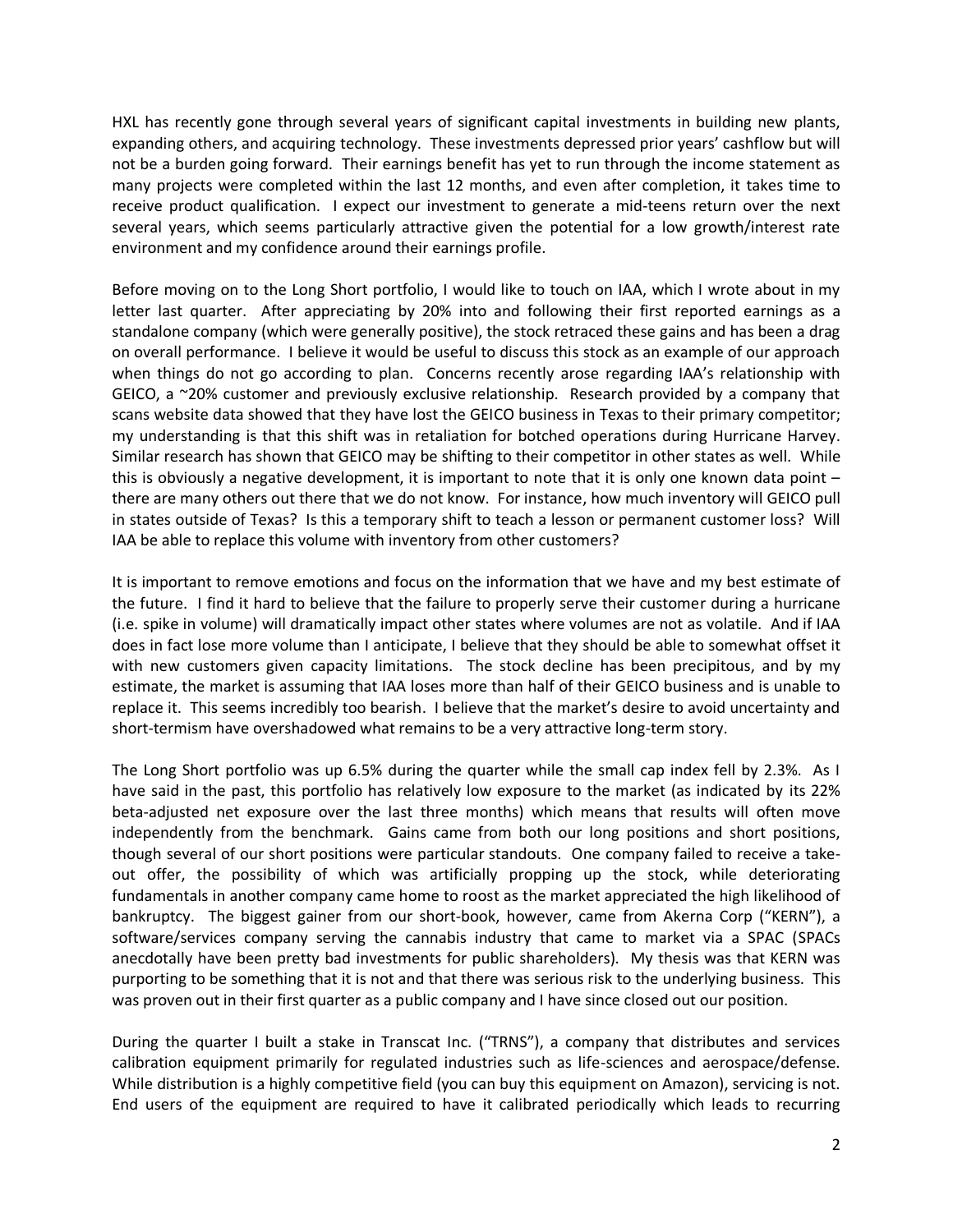HXL has recently gone through several years of significant capital investments in building new plants, expanding others, and acquiring technology. These investments depressed prior years' cashflow but will not be a burden going forward. Their earnings benefit has yet to run through the income statement as many projects were completed within the last 12 months, and even after completion, it takes time to receive product qualification. I expect our investment to generate a mid-teens return over the next several years, which seems particularly attractive given the potential for a low growth/interest rate environment and my confidence around their earnings profile.

Before moving on to the Long Short portfolio, I would like to touch on IAA, which I wrote about in my letter last quarter. After appreciating by 20% into and following their first reported earnings as a standalone company (which were generally positive), the stock retraced these gains and has been a drag on overall performance. I believe it would be useful to discuss this stock as an example of our approach when things do not go according to plan. Concerns recently arose regarding IAA's relationship with GEICO, a ~20% customer and previously exclusive relationship. Research provided by a company that scans website data showed that they have lost the GEICO business in Texas to their primary competitor; my understanding is that this shift was in retaliation for botched operations during Hurricane Harvey. Similar research has shown that GEICO may be shifting to their competitor in other states as well. While this is obviously a negative development, it is important to note that it is only one known data point – there are many others out there that we do not know. For instance, how much inventory will GEICO pull in states outside of Texas? Is this a temporary shift to teach a lesson or permanent customer loss? Will IAA be able to replace this volume with inventory from other customers?

It is important to remove emotions and focus on the information that we have and my best estimate of the future. I find it hard to believe that the failure to properly serve their customer during a hurricane (i.e. spike in volume) will dramatically impact other states where volumes are not as volatile. And if IAA does in fact lose more volume than I anticipate, I believe that they should be able to somewhat offset it with new customers given capacity limitations. The stock decline has been precipitous, and by my estimate, the market is assuming that IAA loses more than half of their GEICO business and is unable to replace it. This seems incredibly too bearish. I believe that the market's desire to avoid uncertainty and short-termism have overshadowed what remains to be a very attractive long-term story.

The Long Short portfolio was up 6.5% during the quarter while the small cap index fell by 2.3%. As I have said in the past, this portfolio has relatively low exposure to the market (as indicated by its 22% beta-adjusted net exposure over the last three months) which means that results will often move independently from the benchmark. Gains came from both our long positions and short positions, though several of our short positions were particular standouts. One company failed to receive a take-out offer, the possibility of which was artificially propping up the stock, while deteriorating fundamentals in another company came home to roost as the market appreciated the high likelihood of bankruptcy. The biggest gainer from our short-book, however, came from Akerna Corp ("KERN"), a software/services company serving the cannabis industry that came to market via a SPAC (SPACs anecdotally have been pretty bad investments for public shareholders). My thesis was that KERN was purporting to be something that it is not and that there was serious risk to the underlying business. This was proven out in their first quarter as a public company and I have since closed out our position.

During the quarter I built a stake in Transcat Inc. ("TRNS"), a company that distributes and services calibration equipment primarily for regulated industries such as life-sciences and aerospace/defense. While distribution is a highly competitive field (you can buy this equipment on Amazon), servicing is not. End users of the equipment are required to have it calibrated periodically which leads to recurring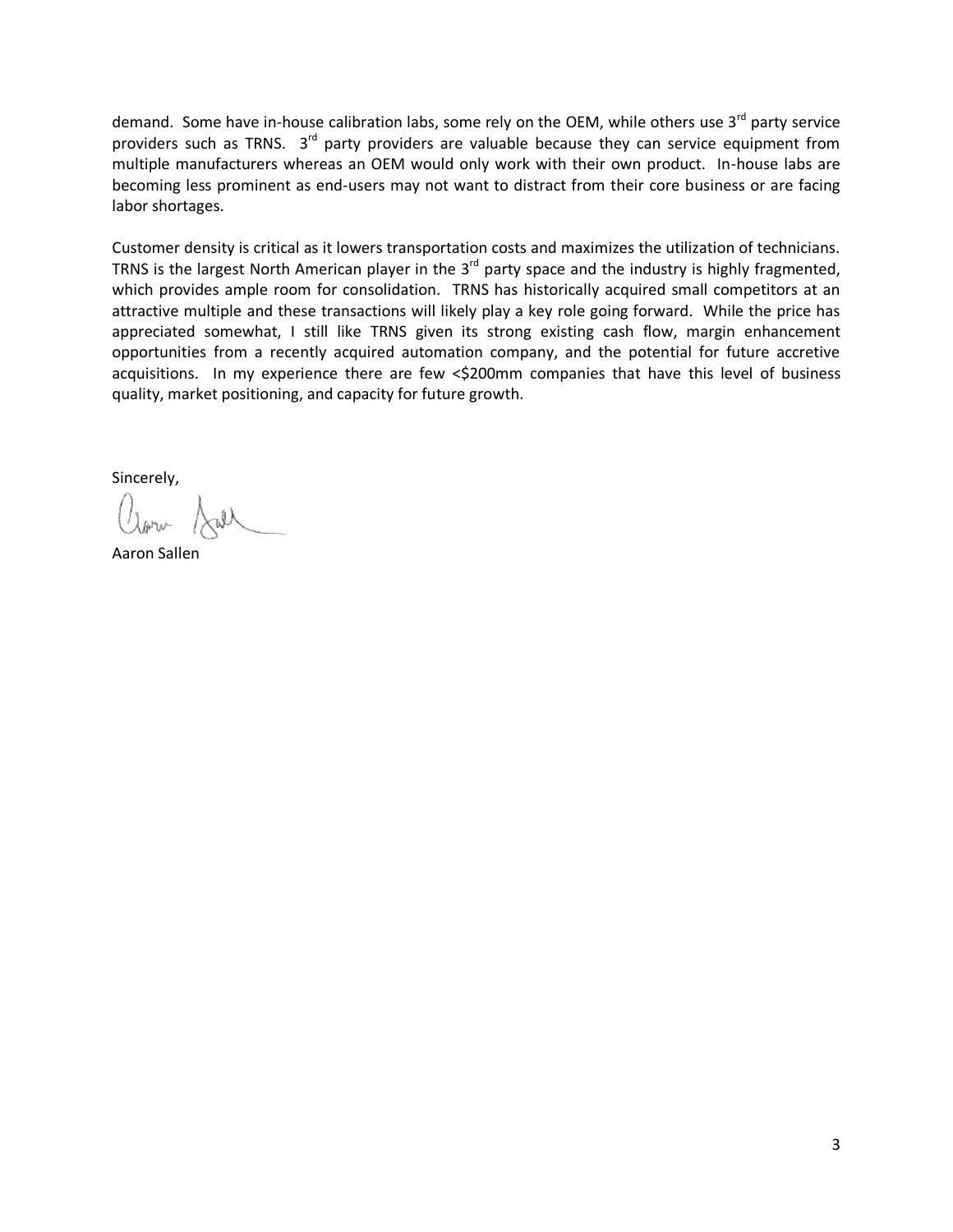demand. Some have in-house calibration labs, some rely on the OEM, while others use 3rd party service providers such as TRNS. 3rd party providers are valuable because they can service equipment from multiple manufacturers whereas an OEM would only work with their own product. In-house labs are becoming less prominent as end-users may not want to distract from their core business or are facing labor shortages.

Customer density is critical as it lowers transportation costs and maximizes the utilization of technicians. TRNS is the largest North American player in the 3rd party space and the industry is highly fragmented, which provides ample room for consolidation. TRNS has historically acquired small competitors at an attractive multiple and these transactions will likely play a key role going forward. While the price has appreciated somewhat, I still like TRNS given its strong existing cash flow, margin enhancement opportunities from a recently acquired automation company, and the potential for future accretive acquisitions. In my experience there are few <$200mm companies that have this level of business quality, market positioning, and capacity for future growth.

Sincerely,

Aaron Sallen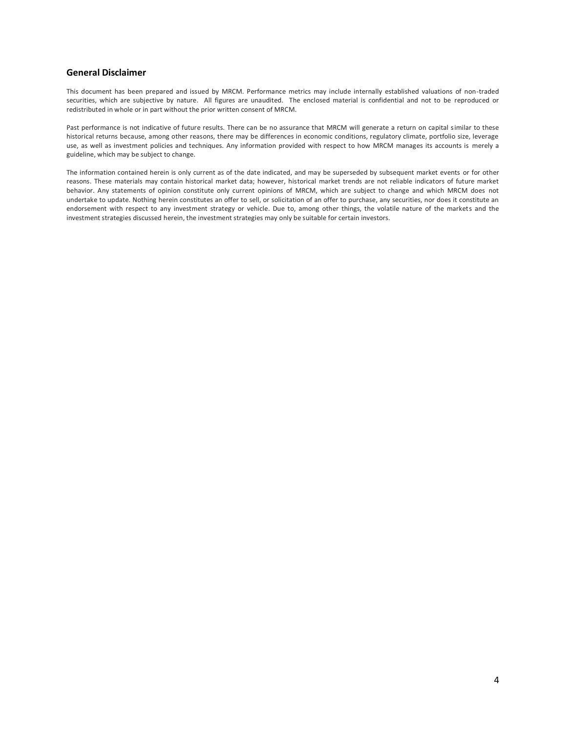## General Disclaimer

This document has been prepared and issued by MRCM. Performance metrics may include internally established valuations of non-traded securities, which are subjective by nature. All figures are unaudited. The enclosed material is confidential and not to be reproduced or redistributed in whole or in part without the prior written consent of MRCM.

Past performance is not indicative of future results. There can be no assurance that MRCM will generate a return on capital similar to these historical returns because, among other reasons, there may be differences in economic conditions, regulatory climate, portfolio size, leverage use, as well as investment policies and techniques. Any information provided with respect to how MRCM manages its accounts is merely a guideline, which may be subject to change.

The information contained herein is only current as of the date indicated, and may be superseded by subsequent market events or for other reasons. These materials may contain historical market data; however, historical market trends are not reliable indicators of future market behavior. Any statements of opinion constitute only current opinions of MRCM, which are subject to change and which MRCM does not undertake to update. Nothing herein constitutes an offer to sell, or solicitation of an offer to purchase, any securities, nor does it constitute an endorsement with respect to any investment strategy or vehicle. Due to, among other things, the volatile nature of the markets and the investment strategies discussed herein, the investment strategies may only be suitable for certain investors.